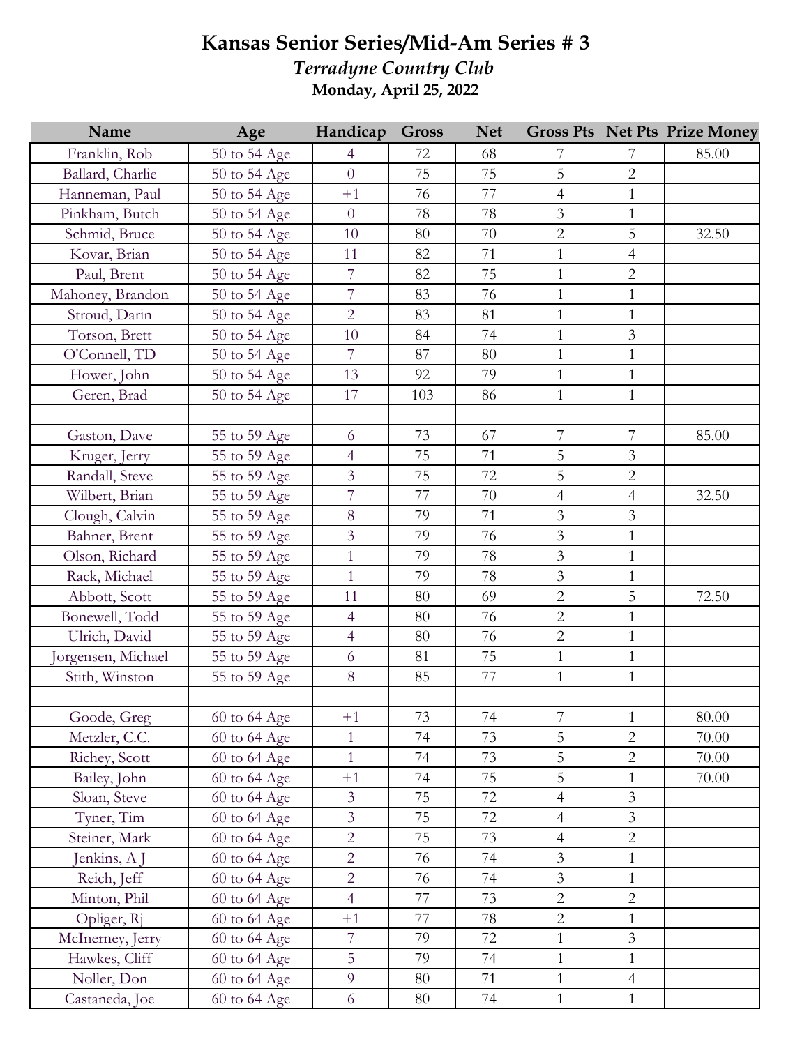# Kansas Senior Series/Mid-Am Series # 3

## *Terradyne Country Club*

**Monday, April 25, 2022**

| Name | Age | Handicap | Gross | Net | Gross Pts | Net Pts | Prize Money |
|---|---|---|---|---|---|---|---|
| Franklin, Rob | 50 to 54 Age | 4 | 72 | 68 | 7 | 7 | 85.00 |
| Ballard, Charlie | 50 to 54 Age | 0 | 75 | 75 | 5 | 2 | |
| Hanneman, Paul | 50 to 54 Age | +1 | 76 | 77 | 4 | 1 | |
| Pinkham, Butch | 50 to 54 Age | 0 | 78 | 78 | 3 | 1 | |
| Schmid, Bruce | 50 to 54 Age | 10 | 80 | 70 | 2 | 5 | 32.50 |
| Kovar, Brian | 50 to 54 Age | 11 | 82 | 71 | 1 | 4 | |
| Paul, Brent | 50 to 54 Age | 7 | 82 | 75 | 1 | 2 | |
| Mahoney, Brandon | 50 to 54 Age | 7 | 83 | 76 | 1 | 1 | |
| Stroud, Darin | 50 to 54 Age | 2 | 83 | 81 | 1 | 1 | |
| Torson, Brett | 50 to 54 Age | 10 | 84 | 74 | 1 | 3 | |
| O'Connell, TD | 50 to 54 Age | 7 | 87 | 80 | 1 | 1 | |
| Hower, John | 50 to 54 Age | 13 | 92 | 79 | 1 | 1 | |
| Geren, Brad | 50 to 54 Age | 17 | 103 | 86 | 1 | 1 | |
| | | | | | | | |
| Gaston, Dave | 55 to 59 Age | 6 | 73 | 67 | 7 | 7 | 85.00 |
| Kruger, Jerry | 55 to 59 Age | 4 | 75 | 71 | 5 | 3 | |
| Randall, Steve | 55 to 59 Age | 3 | 75 | 72 | 5 | 2 | |
| Wilbert, Brian | 55 to 59 Age | 7 | 77 | 70 | 4 | 4 | 32.50 |
| Clough, Calvin | 55 to 59 Age | 8 | 79 | 71 | 3 | 3 | |
| Bahner, Brent | 55 to 59 Age | 3 | 79 | 76 | 3 | 1 | |
| Olson, Richard | 55 to 59 Age | 1 | 79 | 78 | 3 | 1 | |
| Rack, Michael | 55 to 59 Age | 1 | 79 | 78 | 3 | 1 | |
| Abbott, Scott | 55 to 59 Age | 11 | 80 | 69 | 2 | 5 | 72.50 |
| Bonewell, Todd | 55 to 59 Age | 4 | 80 | 76 | 2 | 1 | |
| Ulrich, David | 55 to 59 Age | 4 | 80 | 76 | 2 | 1 | |
| Jorgensen, Michael | 55 to 59 Age | 6 | 81 | 75 | 1 | 1 | |
| Stith, Winston | 55 to 59 Age | 8 | 85 | 77 | 1 | 1 | |
| | | | | | | | |
| Goode, Greg | 60 to 64 Age | +1 | 73 | 74 | 7 | 1 | 80.00 |
| Metzler, C.C. | 60 to 64 Age | 1 | 74 | 73 | 5 | 2 | 70.00 |
| Richey, Scott | 60 to 64 Age | 1 | 74 | 73 | 5 | 2 | 70.00 |
| Bailey, John | 60 to 64 Age | +1 | 74 | 75 | 5 | 1 | 70.00 |
| Sloan, Steve | 60 to 64 Age | 3 | 75 | 72 | 4 | 3 | |
| Tyner, Tim | 60 to 64 Age | 3 | 75 | 72 | 4 | 3 | |
| Steiner, Mark | 60 to 64 Age | 2 | 75 | 73 | 4 | 2 | |
| Jenkins, A J | 60 to 64 Age | 2 | 76 | 74 | 3 | 1 | |
| Reich, Jeff | 60 to 64 Age | 2 | 76 | 74 | 3 | 1 | |
| Minton, Phil | 60 to 64 Age | 4 | 77 | 73 | 2 | 2 | |
| Opliger, Rj | 60 to 64 Age | +1 | 77 | 78 | 2 | 1 | |
| McInerney, Jerry | 60 to 64 Age | 7 | 79 | 72 | 1 | 3 | |
| Hawkes, Cliff | 60 to 64 Age | 5 | 79 | 74 | 1 | 1 | |
| Noller, Don | 60 to 64 Age | 9 | 80 | 71 | 1 | 4 | |
| Castaneda, Joe | 60 to 64 Age | 6 | 80 | 74 | 1 | 1 | |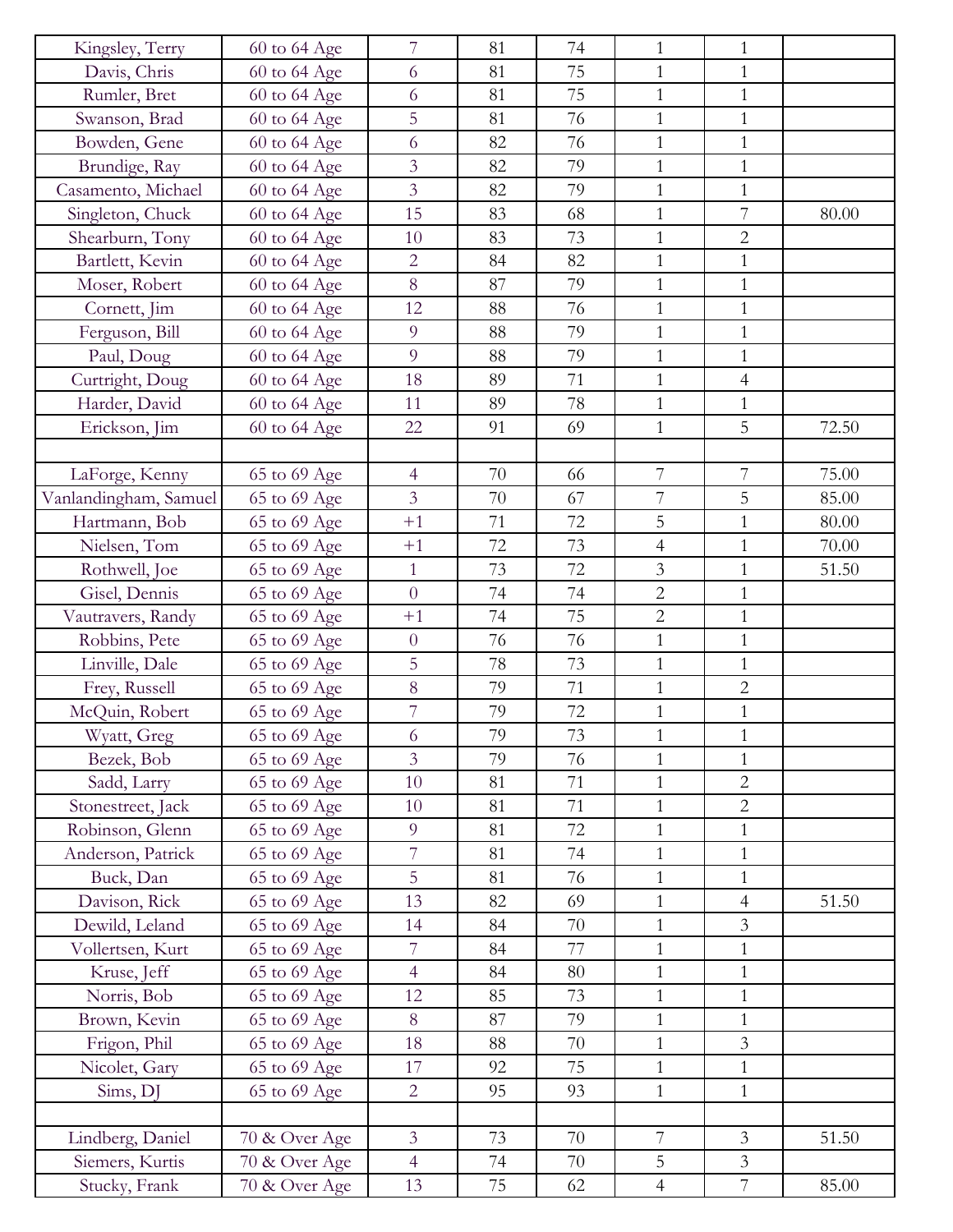| | | | | | | | |
|---|---|---|---|---|---|---|---|
| Kingsley, Terry | 60 to 64 Age | 7 | 81 | 74 | 1 | 1 | |
| Davis, Chris | 60 to 64 Age | 6 | 81 | 75 | 1 | 1 | |
| Rumler, Bret | 60 to 64 Age | 6 | 81 | 75 | 1 | 1 | |
| Swanson, Brad | 60 to 64 Age | 5 | 81 | 76 | 1 | 1 | |
| Bowden, Gene | 60 to 64 Age | 6 | 82 | 76 | 1 | 1 | |
| Brundige, Ray | 60 to 64 Age | 3 | 82 | 79 | 1 | 1 | |
| Casamento, Michael | 60 to 64 Age | 3 | 82 | 79 | 1 | 1 | |
| Singleton, Chuck | 60 to 64 Age | 15 | 83 | 68 | 1 | 7 | 80.00 |
| Shearburn, Tony | 60 to 64 Age | 10 | 83 | 73 | 1 | 2 | |
| Bartlett, Kevin | 60 to 64 Age | 2 | 84 | 82 | 1 | 1 | |
| Moser, Robert | 60 to 64 Age | 8 | 87 | 79 | 1 | 1 | |
| Cornett, Jim | 60 to 64 Age | 12 | 88 | 76 | 1 | 1 | |
| Ferguson, Bill | 60 to 64 Age | 9 | 88 | 79 | 1 | 1 | |
| Paul, Doug | 60 to 64 Age | 9 | 88 | 79 | 1 | 1 | |
| Curtright, Doug | 60 to 64 Age | 18 | 89 | 71 | 1 | 4 | |
| Harder, David | 60 to 64 Age | 11 | 89 | 78 | 1 | 1 | |
| Erickson, Jim | 60 to 64 Age | 22 | 91 | 69 | 1 | 5 | 72.50 |
| | | | | | | | |
| LaForge, Kenny | 65 to 69 Age | 4 | 70 | 66 | 7 | 7 | 75.00 |
| Vanlandingham, Samuel | 65 to 69 Age | 3 | 70 | 67 | 7 | 5 | 85.00 |
| Hartmann, Bob | 65 to 69 Age | +1 | 71 | 72 | 5 | 1 | 80.00 |
| Nielsen, Tom | 65 to 69 Age | +1 | 72 | 73 | 4 | 1 | 70.00 |
| Rothwell, Joe | 65 to 69 Age | 1 | 73 | 72 | 3 | 1 | 51.50 |
| Gisel, Dennis | 65 to 69 Age | 0 | 74 | 74 | 2 | 1 | |
| Vautravers, Randy | 65 to 69 Age | +1 | 74 | 75 | 2 | 1 | |
| Robbins, Pete | 65 to 69 Age | 0 | 76 | 76 | 1 | 1 | |
| Linville, Dale | 65 to 69 Age | 5 | 78 | 73 | 1 | 1 | |
| Frey, Russell | 65 to 69 Age | 8 | 79 | 71 | 1 | 2 | |
| McQuin, Robert | 65 to 69 Age | 7 | 79 | 72 | 1 | 1 | |
| Wyatt, Greg | 65 to 69 Age | 6 | 79 | 73 | 1 | 1 | |
| Bezek, Bob | 65 to 69 Age | 3 | 79 | 76 | 1 | 1 | |
| Sadd, Larry | 65 to 69 Age | 10 | 81 | 71 | 1 | 2 | |
| Stonestreet, Jack | 65 to 69 Age | 10 | 81 | 71 | 1 | 2 | |
| Robinson, Glenn | 65 to 69 Age | 9 | 81 | 72 | 1 | 1 | |
| Anderson, Patrick | 65 to 69 Age | 7 | 81 | 74 | 1 | 1 | |
| Buck, Dan | 65 to 69 Age | 5 | 81 | 76 | 1 | 1 | |
| Davison, Rick | 65 to 69 Age | 13 | 82 | 69 | 1 | 4 | 51.50 |
| Dewild, Leland | 65 to 69 Age | 14 | 84 | 70 | 1 | 3 | |
| Vollertsen, Kurt | 65 to 69 Age | 7 | 84 | 77 | 1 | 1 | |
| Kruse, Jeff | 65 to 69 Age | 4 | 84 | 80 | 1 | 1 | |
| Norris, Bob | 65 to 69 Age | 12 | 85 | 73 | 1 | 1 | |
| Brown, Kevin | 65 to 69 Age | 8 | 87 | 79 | 1 | 1 | |
| Frigon, Phil | 65 to 69 Age | 18 | 88 | 70 | 1 | 3 | |
| Nicolet, Gary | 65 to 69 Age | 17 | 92 | 75 | 1 | 1 | |
| Sims, DJ | 65 to 69 Age | 2 | 95 | 93 | 1 | 1 | |
| | | | | | | | |
| Lindberg, Daniel | 70 & Over Age | 3 | 73 | 70 | 7 | 3 | 51.50 |
| Siemers, Kurtis | 70 & Over Age | 4 | 74 | 70 | 5 | 3 | |
| Stucky, Frank | 70 & Over Age | 13 | 75 | 62 | 4 | 7 | 85.00 |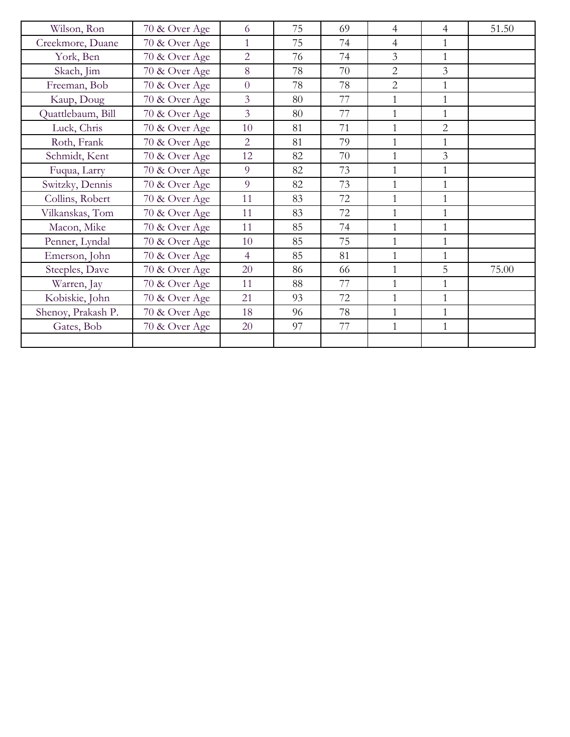| | | | | | | | |
|---|---|---|---|---|---|---|---|
| Wilson, Ron | 70 & Over Age | 6 | 75 | 69 | 4 | 4 | 51.50 |
| Creekmore, Duane | 70 & Over Age | 1 | 75 | 74 | 4 | 1 | |
| York, Ben | 70 & Over Age | 2 | 76 | 74 | 3 | 1 | |
| Skach, Jim | 70 & Over Age | 8 | 78 | 70 | 2 | 3 | |
| Freeman, Bob | 70 & Over Age | 0 | 78 | 78 | 2 | 1 | |
| Kaup, Doug | 70 & Over Age | 3 | 80 | 77 | 1 | 1 | |
| Quattlebaum, Bill | 70 & Over Age | 3 | 80 | 77 | 1 | 1 | |
| Luck, Chris | 70 & Over Age | 10 | 81 | 71 | 1 | 2 | |
| Roth, Frank | 70 & Over Age | 2 | 81 | 79 | 1 | 1 | |
| Schmidt, Kent | 70 & Over Age | 12 | 82 | 70 | 1 | 3 | |
| Fuqua, Larry | 70 & Over Age | 9 | 82 | 73 | 1 | 1 | |
| Switzky, Dennis | 70 & Over Age | 9 | 82 | 73 | 1 | 1 | |
| Collins, Robert | 70 & Over Age | 11 | 83 | 72 | 1 | 1 | |
| Vilkanskas, Tom | 70 & Over Age | 11 | 83 | 72 | 1 | 1 | |
| Macon, Mike | 70 & Over Age | 11 | 85 | 74 | 1 | 1 | |
| Penner, Lyndal | 70 & Over Age | 10 | 85 | 75 | 1 | 1 | |
| Emerson, John | 70 & Over Age | 4 | 85 | 81 | 1 | 1 | |
| Steeples, Dave | 70 & Over Age | 20 | 86 | 66 | 1 | 5 | 75.00 |
| Warren, Jay | 70 & Over Age | 11 | 88 | 77 | 1 | 1 | |
| Kobiskie, John | 70 & Over Age | 21 | 93 | 72 | 1 | 1 | |
| Shenoy, Prakash P. | 70 & Over Age | 18 | 96 | 78 | 1 | 1 | |
| Gates, Bob | 70 & Over Age | 20 | 97 | 77 | 1 | 1 | |
| | | | | | | | |